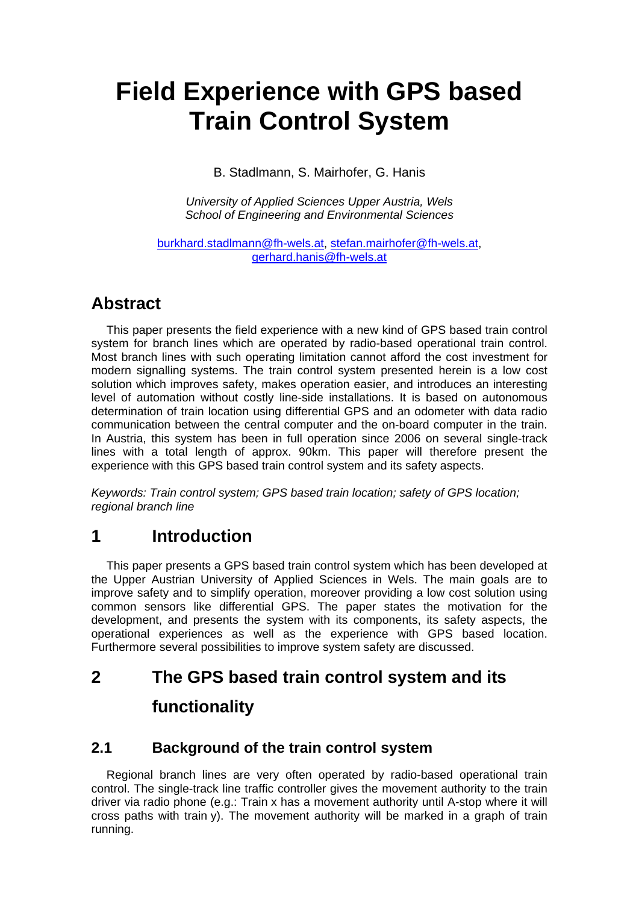# Field Experience with GPS based Train Control System

B. Stadlmann, S. Mairhofer, G. Hanis

*University of Applied Sciences Upper Austria, Wels*
*School of Engineering and Environmental Sciences*

burkhard.stadlmann@fh-wels.at, stefan.mairhofer@fh-wels.at, gerhard.hanis@fh-wels.at

## Abstract

This paper presents the field experience with a new kind of GPS based train control system for branch lines which are operated by radio-based operational train control. Most branch lines with such operating limitation cannot afford the cost investment for modern signalling systems. The train control system presented herein is a low cost solution which improves safety, makes operation easier, and introduces an interesting level of automation without costly line-side installations. It is based on autonomous determination of train location using differential GPS and an odometer with data radio communication between the central computer and the on-board computer in the train. In Austria, this system has been in full operation since 2006 on several single-track lines with a total length of approx. 90km. This paper will therefore present the experience with this GPS based train control system and its safety aspects.

*Keywords: Train control system; GPS based train location; safety of GPS location; regional branch line*

## 1 Introduction

This paper presents a GPS based train control system which has been developed at the Upper Austrian University of Applied Sciences in Wels. The main goals are to improve safety and to simplify operation, moreover providing a low cost solution using common sensors like differential GPS. The paper states the motivation for the development, and presents the system with its components, its safety aspects, the operational experiences as well as the experience with GPS based location. Furthermore several possibilities to improve system safety are discussed.

## 2 The GPS based train control system and its functionality

### 2.1 Background of the train control system

Regional branch lines are very often operated by radio-based operational train control. The single-track line traffic controller gives the movement authority to the train driver via radio phone (e.g.: Train x has a movement authority until A-stop where it will cross paths with train y). The movement authority will be marked in a graph of train running.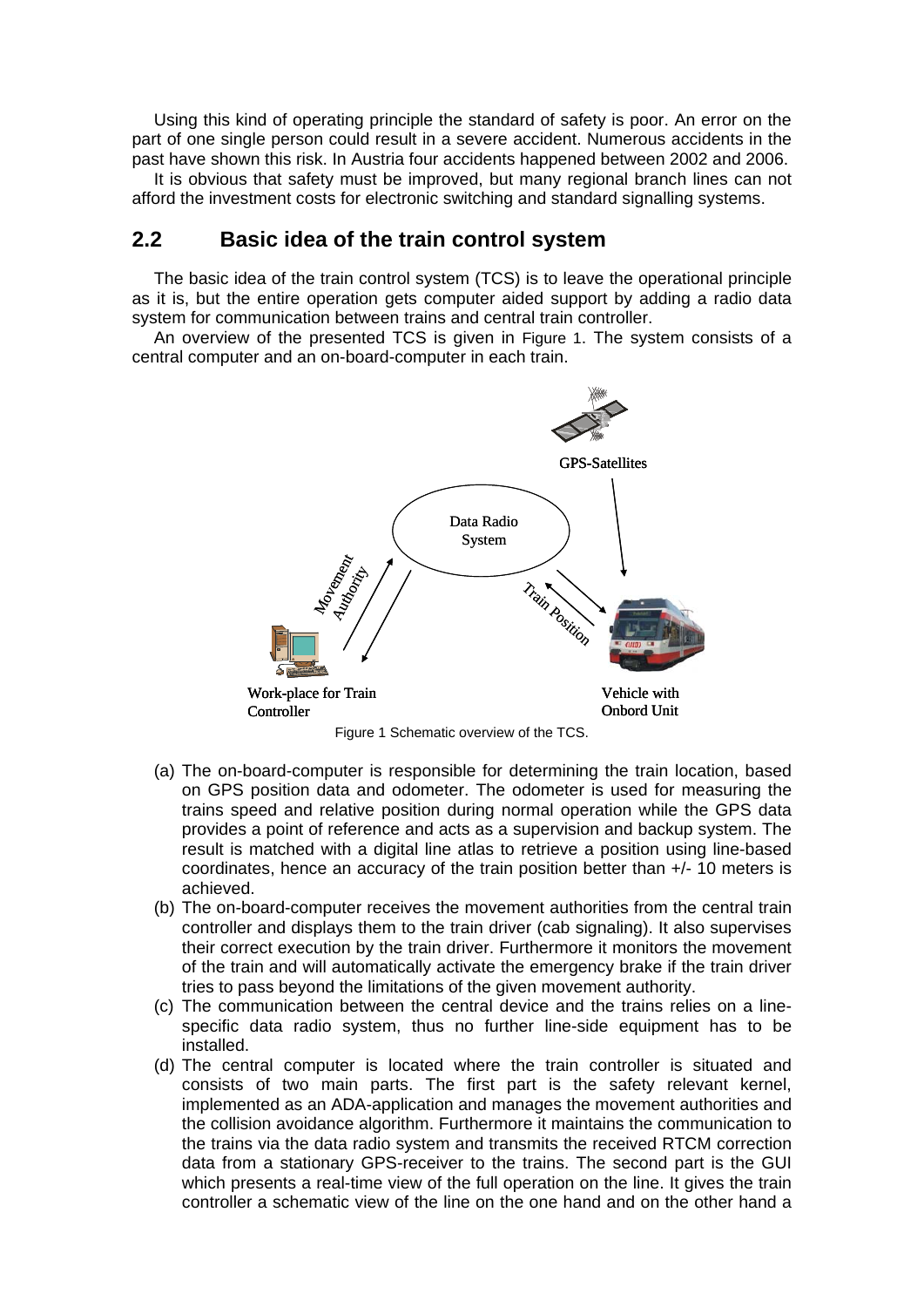Using this kind of operating principle the standard of safety is poor. An error on the part of one single person could result in a severe accident. Numerous accidents in the past have shown this risk. In Austria four accidents happened between 2002 and 2006.

It is obvious that safety must be improved, but many regional branch lines can not afford the investment costs for electronic switching and standard signalling systems.

## 2.2 Basic idea of the train control system

The basic idea of the train control system (TCS) is to leave the operational principle as it is, but the entire operation gets computer aided support by adding a radio data system for communication between trains and central train controller.

An overview of the presented TCS is given in Figure 1. The system consists of a central computer and an on-board-computer in each train.

Figure 1 Schematic overview of the TCS.

(a) The on-board-computer is responsible for determining the train location, based on GPS position data and odometer. The odometer is used for measuring the trains speed and relative position during normal operation while the GPS data provides a point of reference and acts as a supervision and backup system. The result is matched with a digital line atlas to retrieve a position using line-based coordinates, hence an accuracy of the train position better than +/- 10 meters is achieved.

(b) The on-board-computer receives the movement authorities from the central train controller and displays them to the train driver (cab signaling). It also supervises their correct execution by the train driver. Furthermore it monitors the movement of the train and will automatically activate the emergency brake if the train driver tries to pass beyond the limitations of the given movement authority.

(c) The communication between the central device and the trains relies on a line-specific data radio system, thus no further line-side equipment has to be installed.

(d) The central computer is located where the train controller is situated and consists of two main parts. The first part is the safety relevant kernel, implemented as an ADA-application and manages the movement authorities and the collision avoidance algorithm. Furthermore it maintains the communication to the trains via the data radio system and transmits the received RTCM correction data from a stationary GPS-receiver to the trains. The second part is the GUI which presents a real-time view of the full operation on the line. It gives the train controller a schematic view of the line on the one hand and on the other hand a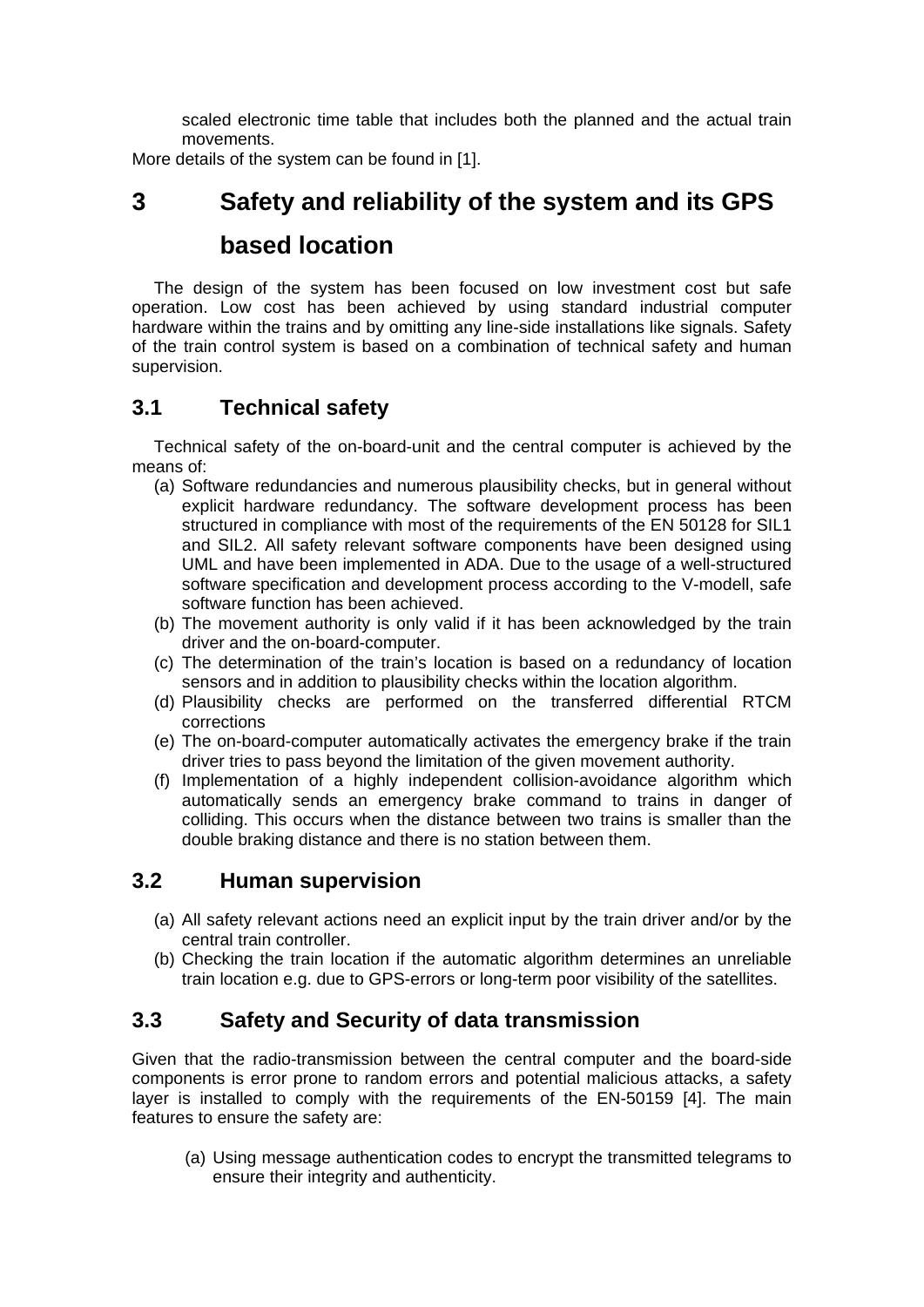scaled electronic time table that includes both the planned and the actual train movements.

More details of the system can be found in [1].

# 3 Safety and reliability of the system and its GPS based location

The design of the system has been focused on low investment cost but safe operation. Low cost has been achieved by using standard industrial computer hardware within the trains and by omitting any line-side installations like signals. Safety of the train control system is based on a combination of technical safety and human supervision.

## 3.1 Technical safety

Technical safety of the on-board-unit and the central computer is achieved by the means of:

(a) Software redundancies and numerous plausibility checks, but in general without explicit hardware redundancy. The software development process has been structured in compliance with most of the requirements of the EN 50128 for SIL1 and SIL2. All safety relevant software components have been designed using UML and have been implemented in ADA. Due to the usage of a well-structured software specification and development process according to the V-modell, safe software function has been achieved.

(b) The movement authority is only valid if it has been acknowledged by the train driver and the on-board-computer.

(c) The determination of the train's location is based on a redundancy of location sensors and in addition to plausibility checks within the location algorithm.

(d) Plausibility checks are performed on the transferred differential RTCM corrections

(e) The on-board-computer automatically activates the emergency brake if the train driver tries to pass beyond the limitation of the given movement authority.

(f) Implementation of a highly independent collision-avoidance algorithm which automatically sends an emergency brake command to trains in danger of colliding. This occurs when the distance between two trains is smaller than the double braking distance and there is no station between them.

## 3.2 Human supervision

(a) All safety relevant actions need an explicit input by the train driver and/or by the central train controller.

(b) Checking the train location if the automatic algorithm determines an unreliable train location e.g. due to GPS-errors or long-term poor visibility of the satellites.

## 3.3 Safety and Security of data transmission

Given that the radio-transmission between the central computer and the board-side components is error prone to random errors and potential malicious attacks, a safety layer is installed to comply with the requirements of the EN-50159 [4]. The main features to ensure the safety are:

(a) Using message authentication codes to encrypt the transmitted telegrams to ensure their integrity and authenticity.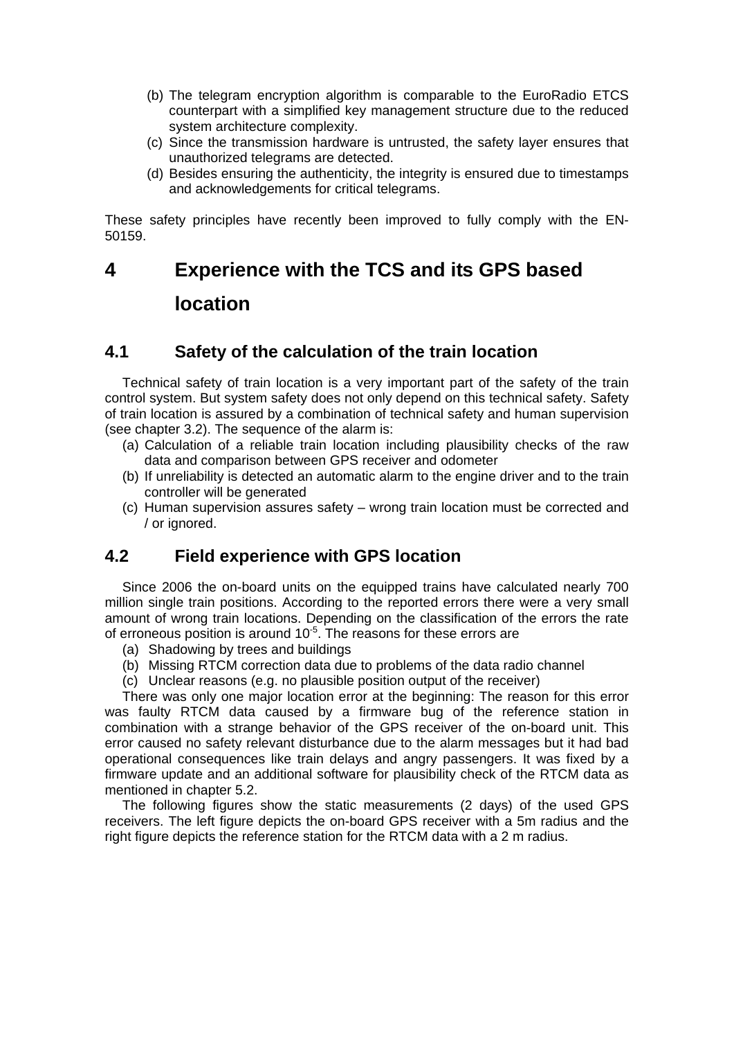(b) The telegram encryption algorithm is comparable to the EuroRadio ETCS counterpart with a simplified key management structure due to the reduced system architecture complexity.

(c) Since the transmission hardware is untrusted, the safety layer ensures that unauthorized telegrams are detected.

(d) Besides ensuring the authenticity, the integrity is ensured due to timestamps and acknowledgements for critical telegrams.

These safety principles have recently been improved to fully comply with the EN-50159.

# 4 Experience with the TCS and its GPS based location

## 4.1 Safety of the calculation of the train location

Technical safety of train location is a very important part of the safety of the train control system. But system safety does not only depend on this technical safety. Safety of train location is assured by a combination of technical safety and human supervision (see chapter 3.2). The sequence of the alarm is:

(a) Calculation of a reliable train location including plausibility checks of the raw data and comparison between GPS receiver and odometer

(b) If unreliability is detected an automatic alarm to the engine driver and to the train controller will be generated

(c) Human supervision assures safety – wrong train location must be corrected and / or ignored.

## 4.2 Field experience with GPS location

Since 2006 the on-board units on the equipped trains have calculated nearly 700 million single train positions. According to the reported errors there were a very small amount of wrong train locations. Depending on the classification of the errors the rate of erroneous position is around $10^{-5}$. The reasons for these errors are

(a) Shadowing by trees and buildings

(b) Missing RTCM correction data due to problems of the data radio channel

(c) Unclear reasons (e.g. no plausible position output of the receiver)

There was only one major location error at the beginning: The reason for this error was faulty RTCM data caused by a firmware bug of the reference station in combination with a strange behavior of the GPS receiver of the on-board unit. This error caused no safety relevant disturbance due to the alarm messages but it had bad operational consequences like train delays and angry passengers. It was fixed by a firmware update and an additional software for plausibility check of the RTCM data as mentioned in chapter 5.2.

The following figures show the static measurements (2 days) of the used GPS receivers. The left figure depicts the on-board GPS receiver with a 5m radius and the right figure depicts the reference station for the RTCM data with a 2 m radius.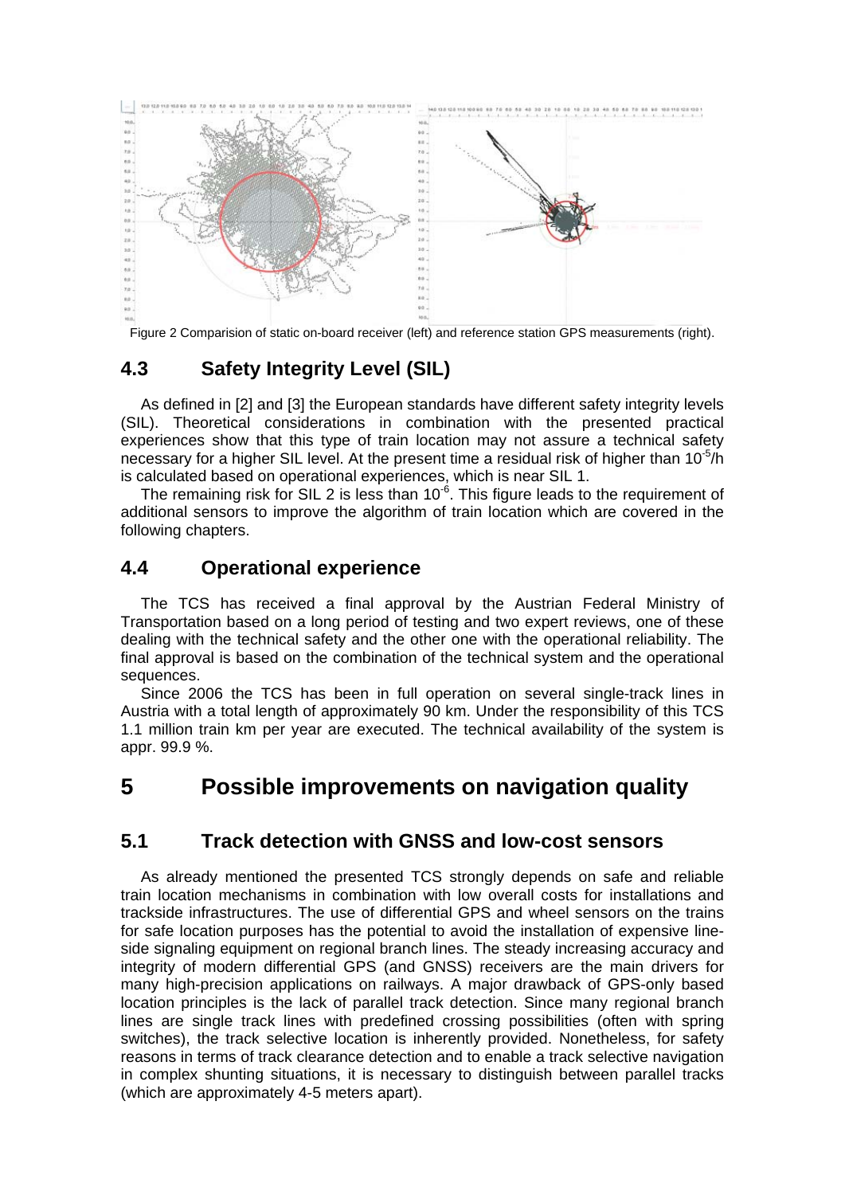Figure 2 Comparision of static on-board receiver (left) and reference station GPS measurements (right).

## 4.3 Safety Integrity Level (SIL)

As defined in [2] and [3] the European standards have different safety integrity levels (SIL). Theoretical considerations in combination with the presented practical experiences show that this type of train location may not assure a technical safety necessary for a higher SIL level. At the present time a residual risk of higher than $10^{-5}$/h is calculated based on operational experiences, which is near SIL 1.

The remaining risk for SIL 2 is less than $10^{-6}$. This figure leads to the requirement of additional sensors to improve the algorithm of train location which are covered in the following chapters.

## 4.4 Operational experience

The TCS has received a final approval by the Austrian Federal Ministry of Transportation based on a long period of testing and two expert reviews, one of these dealing with the technical safety and the other one with the operational reliability. The final approval is based on the combination of the technical system and the operational sequences.

Since 2006 the TCS has been in full operation on several single-track lines in Austria with a total length of approximately 90 km. Under the responsibility of this TCS 1.1 million train km per year are executed. The technical availability of the system is appr. 99.9 %.

# 5 Possible improvements on navigation quality

## 5.1 Track detection with GNSS and low-cost sensors

As already mentioned the presented TCS strongly depends on safe and reliable train location mechanisms in combination with low overall costs for installations and trackside infrastructures. The use of differential GPS and wheel sensors on the trains for safe location purposes has the potential to avoid the installation of expensive line-side signaling equipment on regional branch lines. The steady increasing accuracy and integrity of modern differential GPS (and GNSS) receivers are the main drivers for many high-precision applications on railways. A major drawback of GPS-only based location principles is the lack of parallel track detection. Since many regional branch lines are single track lines with predefined crossing possibilities (often with spring switches), the track selective location is inherently provided. Nonetheless, for safety reasons in terms of track clearance detection and to enable a track selective navigation in complex shunting situations, it is necessary to distinguish between parallel tracks (which are approximately 4-5 meters apart).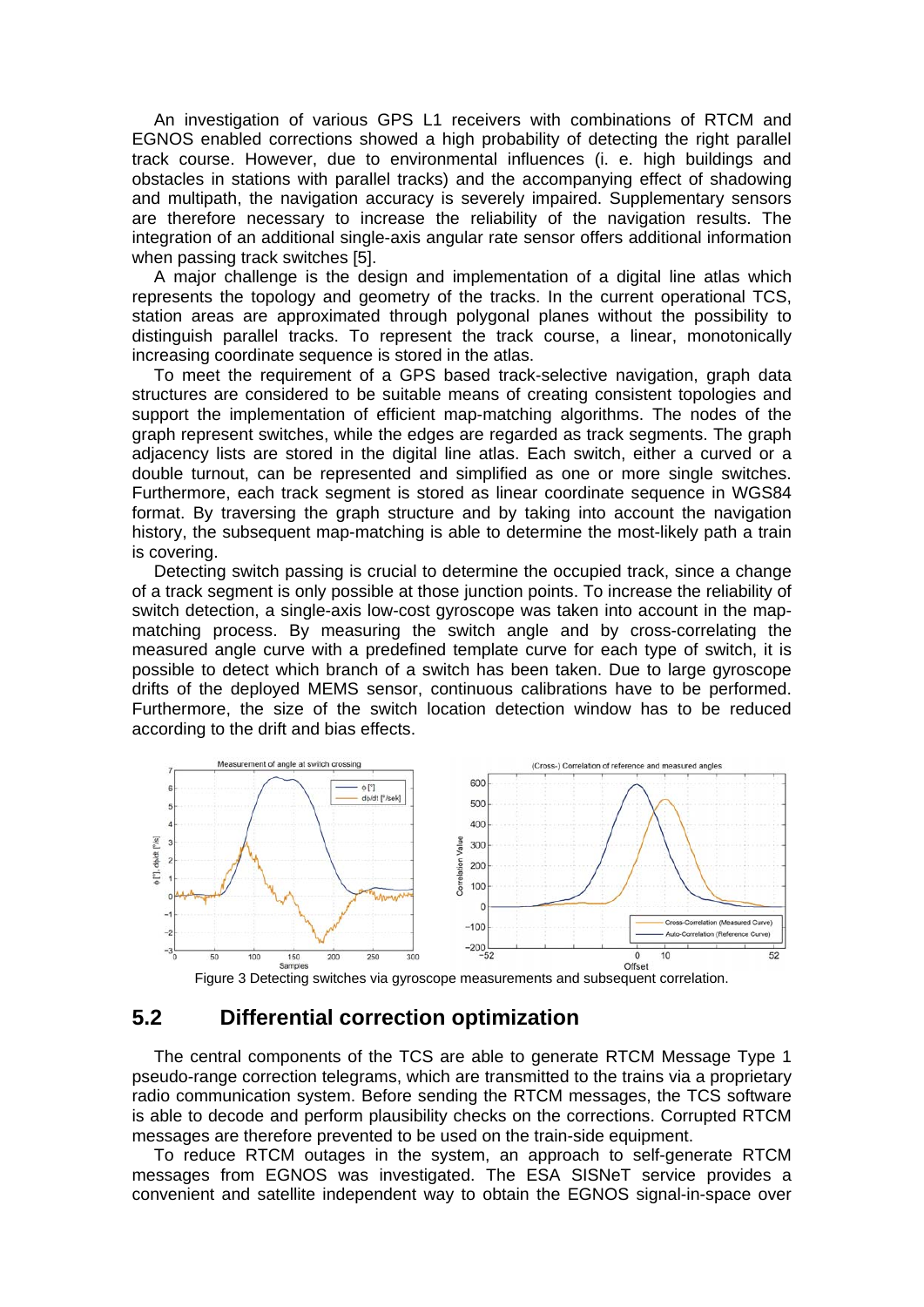An investigation of various GPS L1 receivers with combinations of RTCM and EGNOS enabled corrections showed a high probability of detecting the right parallel track course. However, due to environmental influences (i. e. high buildings and obstacles in stations with parallel tracks) and the accompanying effect of shadowing and multipath, the navigation accuracy is severely impaired. Supplementary sensors are therefore necessary to increase the reliability of the navigation results. The integration of an additional single-axis angular rate sensor offers additional information when passing track switches [5].

A major challenge is the design and implementation of a digital line atlas which represents the topology and geometry of the tracks. In the current operational TCS, station areas are approximated through polygonal planes without the possibility to distinguish parallel tracks. To represent the track course, a linear, monotonically increasing coordinate sequence is stored in the atlas.

To meet the requirement of a GPS based track-selective navigation, graph data structures are considered to be suitable means of creating consistent topologies and support the implementation of efficient map-matching algorithms. The nodes of the graph represent switches, while the edges are regarded as track segments. The graph adjacency lists are stored in the digital line atlas. Each switch, either a curved or a double turnout, can be represented and simplified as one or more single switches. Furthermore, each track segment is stored as linear coordinate sequence in WGS84 format. By traversing the graph structure and by taking into account the navigation history, the subsequent map-matching is able to determine the most-likely path a train is covering.

Detecting switch passing is crucial to determine the occupied track, since a change of a track segment is only possible at those junction points. To increase the reliability of switch detection, a single-axis low-cost gyroscope was taken into account in the map-matching process. By measuring the switch angle and by cross-correlating the measured angle curve with a predefined template curve for each type of switch, it is possible to detect which branch of a switch has been taken. Due to large gyroscope drifts of the deployed MEMS sensor, continuous calibrations have to be performed. Furthermore, the size of the switch location detection window has to be reduced according to the drift and bias effects.

Figure 3 Detecting switches via gyroscope measurements and subsequent correlation.

## 5.2 Differential correction optimization

The central components of the TCS are able to generate RTCM Message Type 1 pseudo-range correction telegrams, which are transmitted to the trains via a proprietary radio communication system. Before sending the RTCM messages, the TCS software is able to decode and perform plausibility checks on the corrections. Corrupted RTCM messages are therefore prevented to be used on the train-side equipment.

To reduce RTCM outages in the system, an approach to self-generate RTCM messages from EGNOS was investigated. The ESA SISNeT service provides a convenient and satellite independent way to obtain the EGNOS signal-in-space over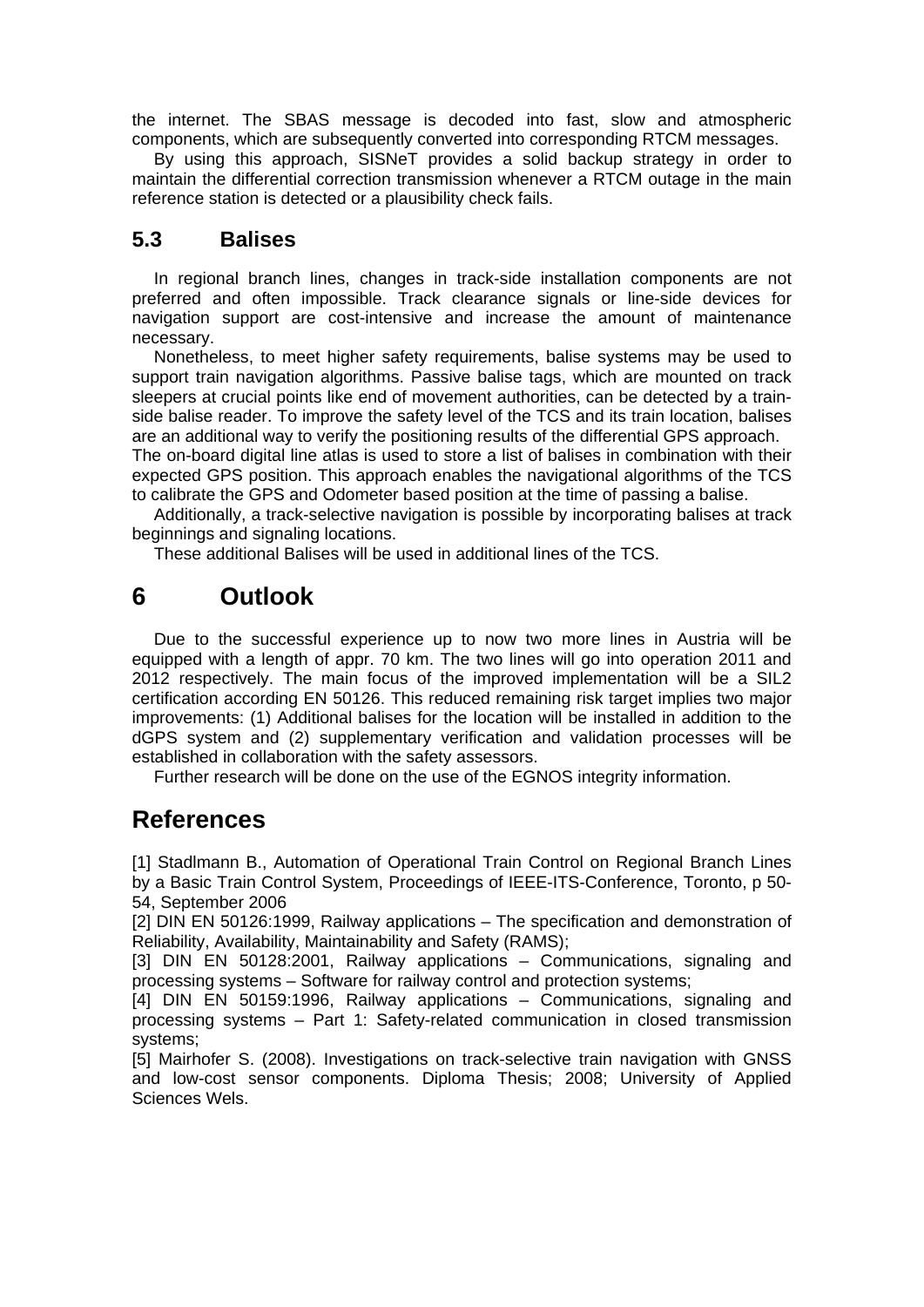the internet. The SBAS message is decoded into fast, slow and atmospheric components, which are subsequently converted into corresponding RTCM messages.

By using this approach, SISNeT provides a solid backup strategy in order to maintain the differential correction transmission whenever a RTCM outage in the main reference station is detected or a plausibility check fails.

## 5.3 Balises

In regional branch lines, changes in track-side installation components are not preferred and often impossible. Track clearance signals or line-side devices for navigation support are cost-intensive and increase the amount of maintenance necessary.

Nonetheless, to meet higher safety requirements, balise systems may be used to support train navigation algorithms. Passive balise tags, which are mounted on track sleepers at crucial points like end of movement authorities, can be detected by a train-side balise reader. To improve the safety level of the TCS and its train location, balises are an additional way to verify the positioning results of the differential GPS approach. The on-board digital line atlas is used to store a list of balises in combination with their expected GPS position. This approach enables the navigational algorithms of the TCS to calibrate the GPS and Odometer based position at the time of passing a balise.

Additionally, a track-selective navigation is possible by incorporating balises at track beginnings and signaling locations.

These additional Balises will be used in additional lines of the TCS.

# 6 Outlook

Due to the successful experience up to now two more lines in Austria will be equipped with a length of appr. 70 km. The two lines will go into operation 2011 and 2012 respectively. The main focus of the improved implementation will be a SIL2 certification according EN 50126. This reduced remaining risk target implies two major improvements: (1) Additional balises for the location will be installed in addition to the dGPS system and (2) supplementary verification and validation processes will be established in collaboration with the safety assessors.

Further research will be done on the use of the EGNOS integrity information.

# References

[1] Stadlmann B., Automation of Operational Train Control on Regional Branch Lines by a Basic Train Control System, Proceedings of IEEE-ITS-Conference, Toronto, p 50-54, September 2006

[2] DIN EN 50126:1999, Railway applications – The specification and demonstration of Reliability, Availability, Maintainability and Safety (RAMS);

[3] DIN EN 50128:2001, Railway applications – Communications, signaling and processing systems – Software for railway control and protection systems;

[4] DIN EN 50159:1996, Railway applications – Communications, signaling and processing systems – Part 1: Safety-related communication in closed transmission systems;

[5] Mairhofer S. (2008). Investigations on track-selective train navigation with GNSS and low-cost sensor components. Diploma Thesis; 2008; University of Applied Sciences Wels.